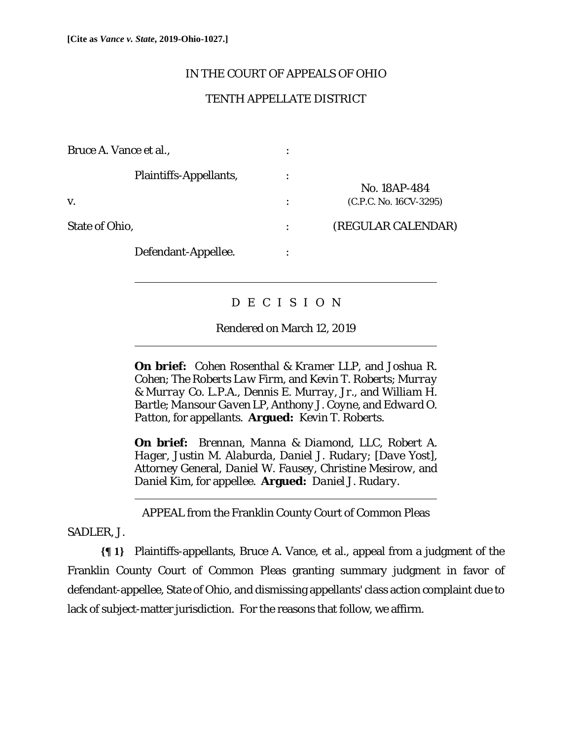**[Cite as *Vance v. State*, 2019-Ohio-1027.]**

IN THE COURT OF APPEALS OF OHIO

TENTH APPELLATE DISTRICT

| | | |
|---|---|---|
| Bruce A. Vance et al., | : | |
| Plaintiffs-Appellants, | : | No. 18AP-484 |
| v. | : | (C.P.C. No. 16CV-3295) |
| State of Obio, | : | (REGULAR CALENDAR) |
| Defendant-Appellee. | : | |

D E C I S I O N

Rendered on March 12, 2019

**On brief:** *Cohen Rosenthal & Kramer LLP*, and *Joshua R. Cohen*; *The Roberts Law Firm*, and *Kevin T. Roberts*; *Murray & Murray Co. L.P.A.*, *Dennis E. Murray, Jr.*, and *William H. Bartle*; *Mansour Gaven LP*, *Anthony J. Coyne*, and *Edward O. Patton*, for appellants. **Argued:** *Kevin T. Roberts*.

**On brief:** *Brennan, Manna & Diamond, LLC*, *Robert A. Hager*, *Justin M. Alaburda*, *Daniel J. Rudary*; [*Dave Yost*], Attorney General, *Daniel W. Fausey*, *Christine Mesirow*, and *Daniel Kim*, for appellee. **Argued:** *Daniel J. Rudary*.

APPEAL from the Franklin County Court of Common Pleas

SADLER, J.

**{¶ 1}** Plaintiffs-appellants, Bruce A. Vance, et al., appeal from a judgment of the Franklin County Court of Common Pleas granting summary judgment in favor of defendant-appellee, State of Ohio, and dismissing appellants' class action complaint due to lack of subject-matter jurisdiction. For the reasons that follow, we affirm.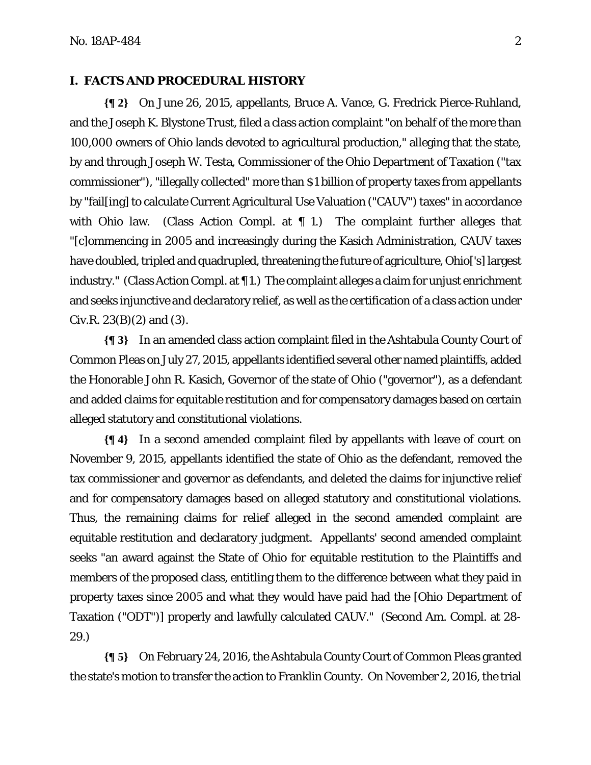## I. FACTS AND PROCEDURAL HISTORY

**{¶ 2}** On June 26, 2015, appellants, Bruce A. Vance, G. Fredrick Pierce-Ruhland, and the Joseph K. Blystone Trust, filed a class action complaint "on behalf of the more than 100,000 owners of Ohio lands devoted to agricultural production," alleging that the state, by and through Joseph W. Testa, Commissioner of the Ohio Department of Taxation ("tax commissioner"), "illegally collected" more than $1 billion of property taxes from appellants by "fail[ing] to calculate Current Agricultural Use Valuation ("CAUV") taxes" in accordance with Ohio law. (Class Action Compl. at ¶ 1.) The complaint further alleges that "[c]ommencing in 2005 and increasingly during the Kasich Administration, CAUV taxes have doubled, tripled and quadrupled, threatening the future of agriculture, Ohio['s] largest industry." (Class Action Compl. at ¶ 1.) The complaint alleges a claim for unjust enrichment and seeks injunctive and declaratory relief, as well as the certification of a class action under Civ.R. 23(B)(2) and (3).

**{¶ 3}** In an amended class action complaint filed in the Ashtabula County Court of Common Pleas on July 27, 2015, appellants identified several other named plaintiffs, added the Honorable John R. Kasich, Governor of the state of Ohio ("governor"), as a defendant and added claims for equitable restitution and for compensatory damages based on certain alleged statutory and constitutional violations.

**{¶ 4}** In a second amended complaint filed by appellants with leave of court on November 9, 2015, appellants identified the state of Ohio as the defendant, removed the tax commissioner and governor as defendants, and deleted the claims for injunctive relief and for compensatory damages based on alleged statutory and constitutional violations. Thus, the remaining claims for relief alleged in the second amended complaint are equitable restitution and declaratory judgment. Appellants' second amended complaint seeks "an award against the State of Ohio for equitable restitution to the Plaintiffs and members of the proposed class, entitling them to the difference between what they paid in property taxes since 2005 and what they would have paid had the [Ohio Department of Taxation ("ODT")] properly and lawfully calculated CAUV." (Second Am. Compl. at 28-29.)

**{¶ 5}** On February 24, 2016, the Ashtabula County Court of Common Pleas granted the state's motion to transfer the action to Franklin County. On November 2, 2016, the trial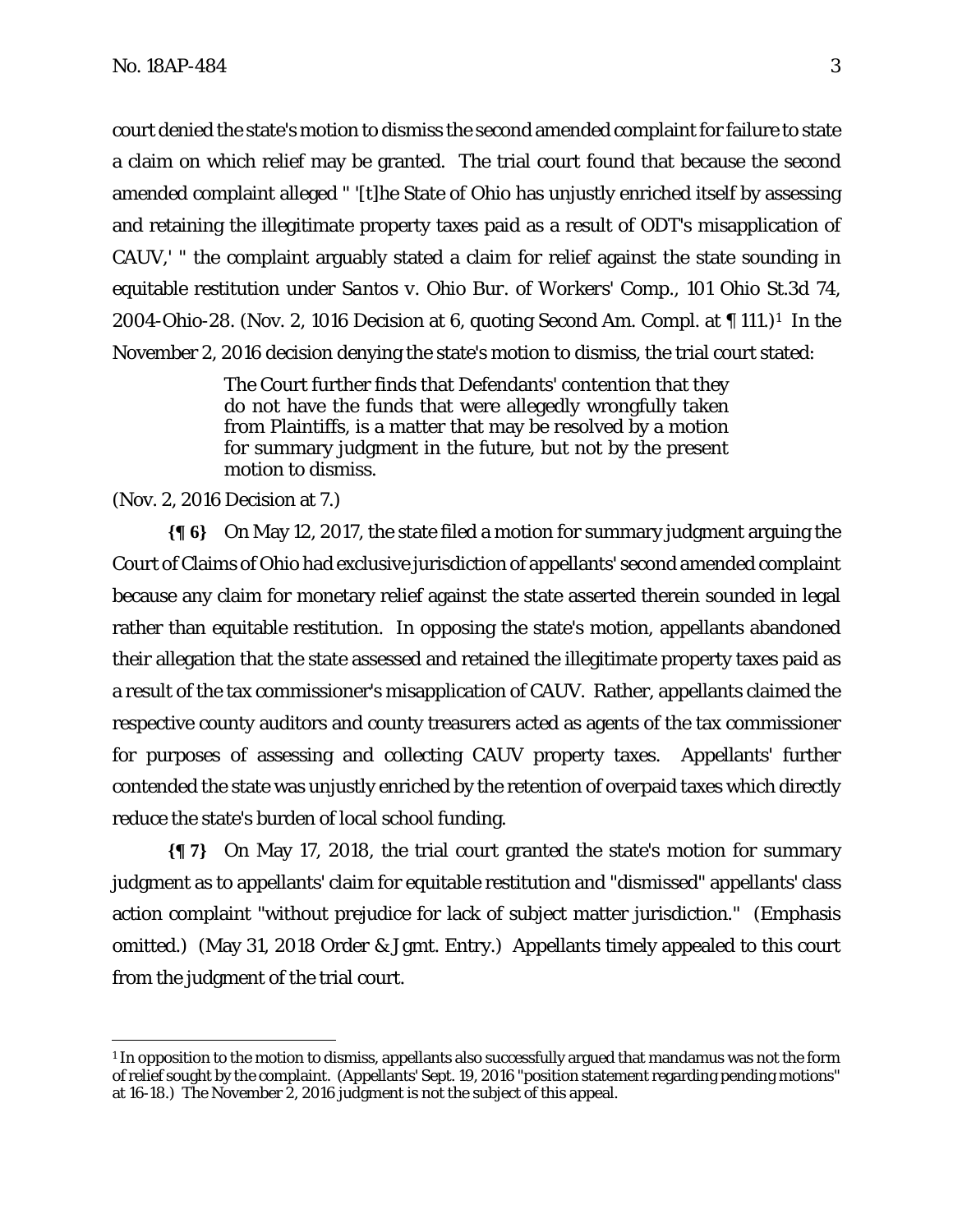court denied the state's motion to dismiss the second amended complaint for failure to state a claim on which relief may be granted. The trial court found that because the second amended complaint alleged " '[t]he State of Ohio has unjustly enriched itself by assessing and retaining the illegitimate property taxes paid as a result of ODT's misapplication of CAUV,' " the complaint arguably stated a claim for relief against the state sounding in equitable restitution under *Santos v. Ohio Bur. of Workers' Comp.*, 101 Ohio St.3d 74, 2004-Ohio-28. (Nov. 2, 1016 Decision at 6, quoting Second Am. Compl. at ¶ 111.)[1] In the November 2, 2016 decision denying the state's motion to dismiss, the trial court stated:

> The Court further finds that Defendants' contention that they do not have the funds that were allegedly wrongfully taken from Plaintiffs, is a matter that may be resolved by a motion for summary judgment in the future, but not by the present motion to dismiss.

(Nov. 2, 2016 Decision at 7.)

**{¶ 6}** On May 12, 2017, the state filed a motion for summary judgment arguing the Court of Claims of Ohio had exclusive jurisdiction of appellants' second amended complaint because any claim for monetary relief against the state asserted therein sounded in legal rather than equitable restitution. In opposing the state's motion, appellants abandoned their allegation that the state assessed and retained the illegitimate property taxes paid as a result of the tax commissioner's misapplication of CAUV. Rather, appellants claimed the respective county auditors and county treasurers acted as agents of the tax commissioner for purposes of assessing and collecting CAUV property taxes. Appellants' further contended the state was unjustly enriched by the retention of overpaid taxes which directly reduce the state's burden of local school funding.

**{¶ 7}** On May 17, 2018, the trial court granted the state's motion for summary judgment as to appellants' claim for equitable restitution and "dismissed" appellants' class action complaint "without prejudice for lack of subject matter jurisdiction." (Emphasis omitted.) (May 31, 2018 Order & Jgmt. Entry.) Appellants timely appealed to this court from the judgment of the trial court.

---

[1] In opposition to the motion to dismiss, appellants also successfully argued that mandamus was not the form of relief sought by the complaint. (Appellants' Sept. 19, 2016 "position statement regarding pending motions" at 16-18.) The November 2, 2016 judgment is not the subject of this appeal.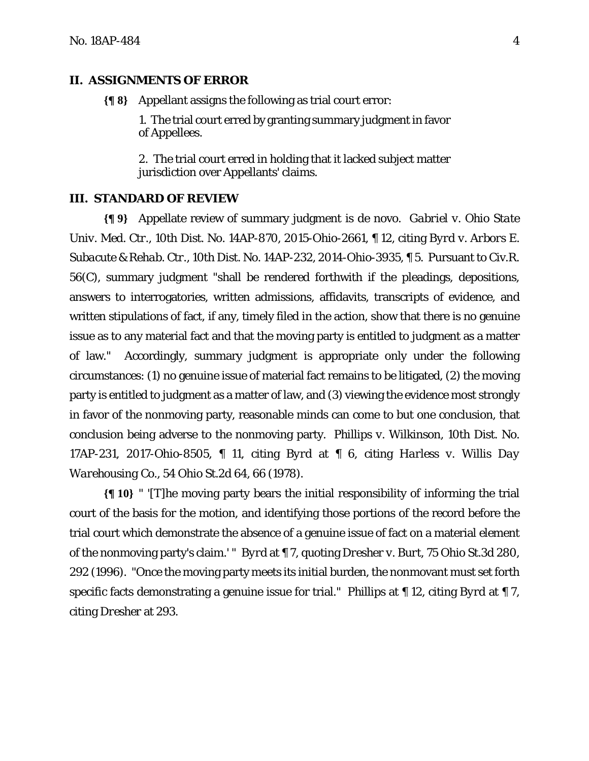## II. ASSIGNMENTS OF ERROR

**{¶ 8}** Appellant assigns the following as trial court error:

> 1. The trial court erred by granting summary judgment in favor of Appellees.
>
> 2. The trial court erred in holding that it lacked subject matter jurisdiction over Appellants' claims.

## III. STANDARD OF REVIEW

**{¶ 9}** Appellate review of summary judgment is de novo. *Gabriel v. Ohio State Univ. Med. Ctr.*, 10th Dist. No. 14AP-870, 2015-Ohio-2661, ¶ 12, citing *Byrd v. Arbors E. Subacute & Rehab. Ctr.*, 10th Dist. No. 14AP-232, 2014-Ohio-3935, ¶ 5. Pursuant to Civ.R. 56(C), summary judgment "shall be rendered forthwith if the pleadings, depositions, answers to interrogatories, written admissions, affidavits, transcripts of evidence, and written stipulations of fact, if any, timely filed in the action, show that there is no genuine issue as to any material fact and that the moving party is entitled to judgment as a matter of law." Accordingly, summary judgment is appropriate only under the following circumstances: (1) no genuine issue of material fact remains to be litigated, (2) the moving party is entitled to judgment as a matter of law, and (3) viewing the evidence most strongly in favor of the nonmoving party, reasonable minds can come to but one conclusion, that conclusion being adverse to the nonmoving party. *Phillips v. Wilkinson*, 10th Dist. No. 17AP-231, 2017-Ohio-8505, ¶ 11, citing *Byrd* at ¶ 6, citing *Harless v. Willis Day Warehousing Co.*, 54 Ohio St.2d 64, 66 (1978).

**{¶ 10}** " '[T]he moving party bears the initial responsibility of informing the trial court of the basis for the motion, and identifying those portions of the record before the trial court which demonstrate the absence of a genuine issue of fact on a material element of the nonmoving party's claim.' " *Byrd* at ¶ 7, quoting *Dresher v. Burt*, 75 Ohio St.3d 280, 292 (1996). "Once the moving party meets its initial burden, the nonmovant must set forth specific facts demonstrating a genuine issue for trial." *Phillips* at ¶ 12, citing *Byrd* at ¶ 7, citing *Dresher* at 293.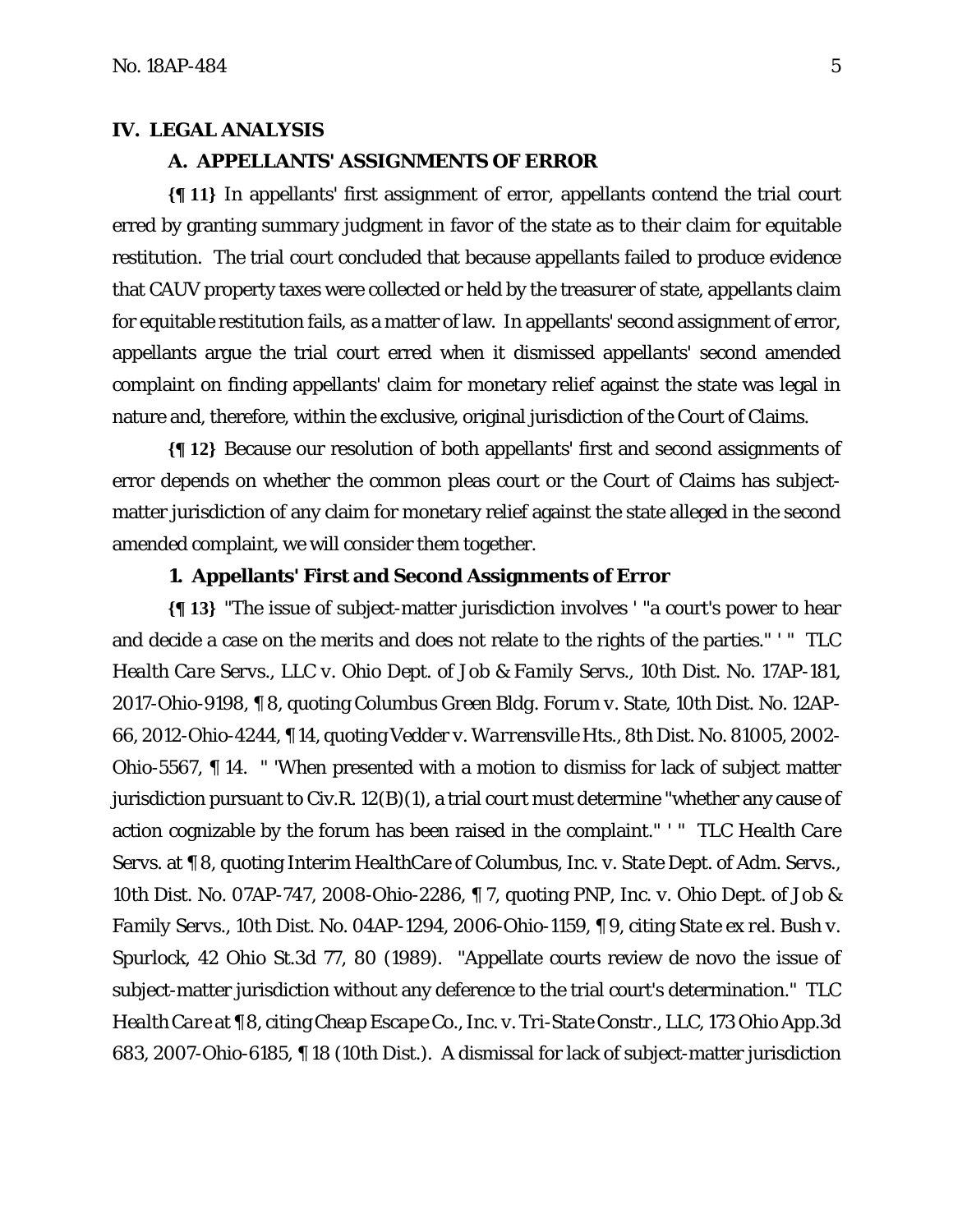## IV. LEGAL ANALYSIS

### A. APPELLANTS' ASSIGNMENTS OF ERROR

**{¶ 11}** In appellants' first assignment of error, appellants contend the trial court erred by granting summary judgment in favor of the state as to their claim for equitable restitution. The trial court concluded that because appellants failed to produce evidence that CAUV property taxes were collected or held by the treasurer of state, appellants claim for equitable restitution fails, as a matter of law. In appellants' second assignment of error, appellants argue the trial court erred when it dismissed appellants' second amended complaint on finding appellants' claim for monetary relief against the state was legal in nature and, therefore, within the exclusive, original jurisdiction of the Court of Claims.

**{¶ 12}** Because our resolution of both appellants' first and second assignments of error depends on whether the common pleas court or the Court of Claims has subject-matter jurisdiction of any claim for monetary relief against the state alleged in the second amended complaint, we will consider them together.

#### 1. Appellants' First and Second Assignments of Error

**{¶ 13}** "The issue of subject-matter jurisdiction involves ' "a court's power to hear and decide a case on the merits and does not relate to the rights of the parties." ' " *TLC Health Care Servs., LLC v. Ohio Dept. of Job & Family Servs.*, 10th Dist. No. 17AP-181, 2017-Ohio-9198, ¶ 8, quoting *Columbus Green Bldg. Forum v. State*, 10th Dist. No. 12AP-66, 2012-Ohio-4244, ¶ 14, quoting *Vedder v. Warrensville Hts.*, 8th Dist. No. 81005, 2002-Ohio-5567, ¶ 14. " 'When presented with a motion to dismiss for lack of subject matter jurisdiction pursuant to Civ.R. 12(B)(1), a trial court must determine "whether any cause of action cognizable by the forum has been raised in the complaint." ' " *TLC Health Care Servs.* at ¶ 8, quoting *Interim HealthCare of Columbus, Inc. v. State Dept. of Adm. Servs.*, 10th Dist. No. 07AP-747, 2008-Ohio-2286, ¶ 7, quoting *PNP, Inc. v. Ohio Dept. of Job & Family Servs.*, 10th Dist. No. 04AP-1294, 2006-Ohio-1159, ¶ 9, citing *State ex rel. Bush v. Spurlock*, 42 Ohio St.3d 77, 80 (1989). "Appellate courts review de novo the issue of subject-matter jurisdiction without any deference to the trial court's determination." *TLC Health Care* at ¶ 8, citing *Cheap Escape Co., Inc. v. Tri-State Constr., LLC*, 173 Ohio App.3d 683, 2007-Ohio-6185, ¶ 18 (10th Dist.). A dismissal for lack of subject-matter jurisdiction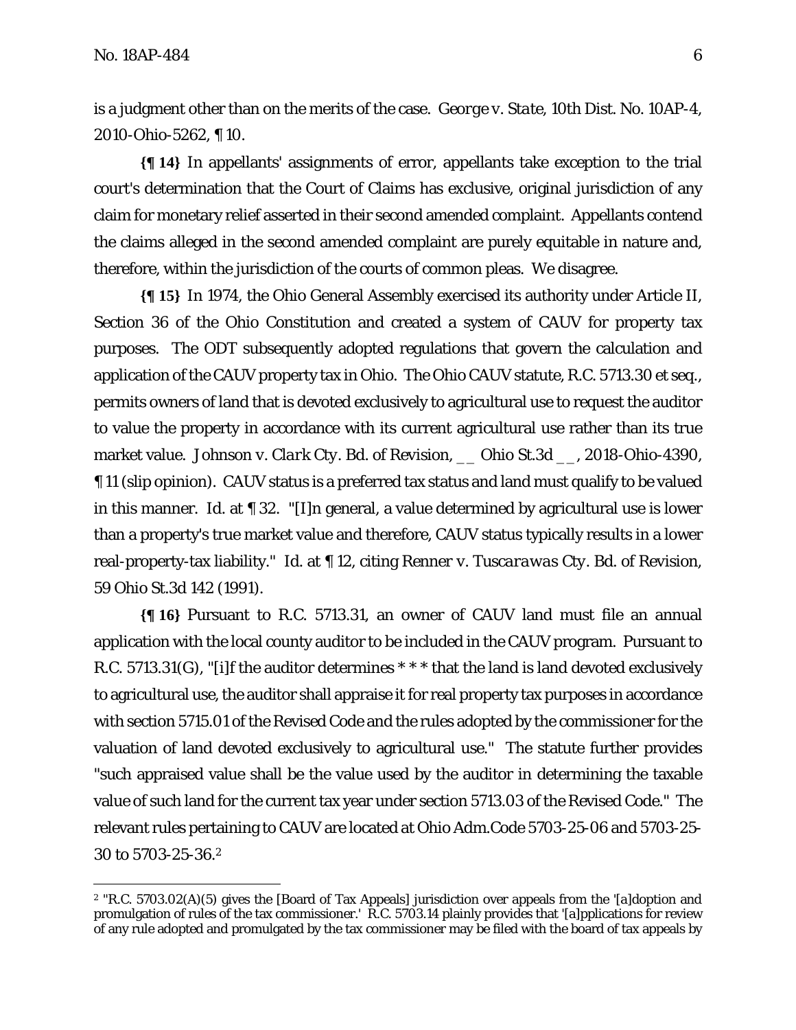is a judgment other than on the merits of the case. *George v. State*, 10th Dist. No. 10AP-4, 2010-Ohio-5262, ¶ 10.

**{¶ 14}** In appellants' assignments of error, appellants take exception to the trial court's determination that the Court of Claims has exclusive, original jurisdiction of any claim for monetary relief asserted in their second amended complaint. Appellants contend the claims alleged in the second amended complaint are purely equitable in nature and, therefore, within the jurisdiction of the courts of common pleas. We disagree.

**{¶ 15}** In 1974, the Ohio General Assembly exercised its authority under Article II, Section 36 of the Ohio Constitution and created a system of CAUV for property tax purposes. The ODT subsequently adopted regulations that govern the calculation and application of the CAUV property tax in Ohio. The Ohio CAUV statute, R.C. 5713.30 et seq., permits owners of land that is devoted exclusively to agricultural use to request the auditor to value the property in accordance with its current agricultural use rather than its true market value. *Johnson v. Clark Cty. Bd. of Revision*, \_\_ Ohio St.3d \_\_, 2018-Ohio-4390, ¶ 11 (slip opinion). CAUV status is a preferred tax status and land must qualify to be valued in this manner. *Id.* at ¶ 32. "[I]n general, a value determined by agricultural use is lower than a property's true market value and therefore, CAUV status typically results in a lower real-property-tax liability." *Id.* at ¶ 12, citing *Renner v. Tuscarawas Cty. Bd. of Revision*, 59 Ohio St.3d 142 (1991).

**{¶ 16}** Pursuant to R.C. 5713.31, an owner of CAUV land must file an annual application with the local county auditor to be included in the CAUV program. Pursuant to R.C. 5713.31(G), "[i]f the auditor determines * * * that the land is land devoted exclusively to agricultural use, the auditor shall appraise it for real property tax purposes in accordance with section 5715.01 of the Revised Code and the rules adopted by the commissioner for the valuation of land devoted exclusively to agricultural use." The statute further provides "such appraised value shall be the value used by the auditor in determining the taxable value of such land for the current tax year under section 5713.03 of the Revised Code." The relevant rules pertaining to CAUV are located at Ohio Adm.Code 5703-25-06 and 5703-25-30 to 5703-25-36.[2]

---

[2] "R.C. 5703.02(A)(5) gives the [Board of Tax Appeals] jurisdiction over appeals from the '[a]doption and promulgation of rules of the tax commissioner.' R.C. 5703.14 plainly provides that '[a]pplications for review of any rule adopted and promulgated by the tax commissioner may be filed with the board of tax appeals by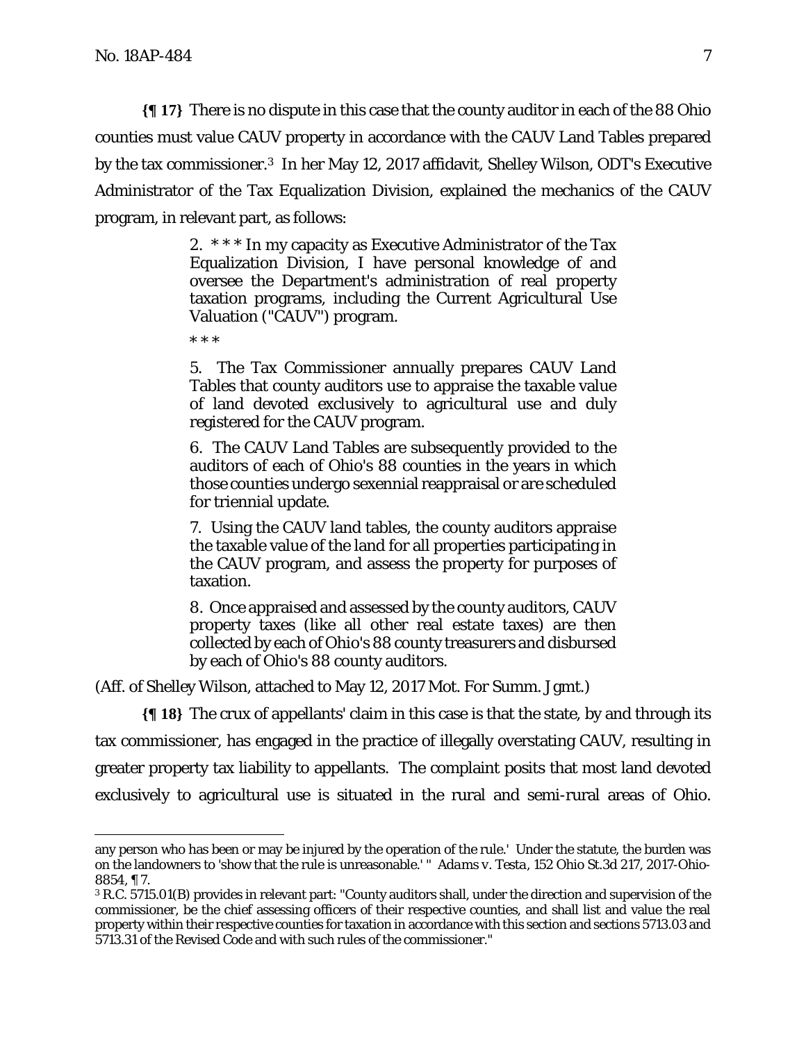**{¶ 17}** There is no dispute in this case that the county auditor in each of the 88 Ohio counties must value CAUV property in accordance with the CAUV Land Tables prepared by the tax commissioner.[3] In her May 12, 2017 affidavit, Shelley Wilson, ODT's Executive Administrator of the Tax Equalization Division, explained the mechanics of the CAUV program, in relevant part, as follows:

> 2. * * * In my capacity as Executive Administrator of the Tax Equalization Division, I have personal knowledge of and oversee the Department's administration of real property taxation programs, including the Current Agricultural Use Valuation ("CAUV") program.
>
> * * *
>
> 5. The Tax Commissioner annually prepares CAUV Land Tables that county auditors use to appraise the taxable value of land devoted exclusively to agricultural use and duly registered for the CAUV program.
>
> 6. The CAUV Land Tables are subsequently provided to the auditors of each of Ohio's 88 counties in the years in which those counties undergo sexennial reappraisal or are scheduled for triennial update.
>
> 7. Using the CAUV land tables, the county auditors appraise the taxable value of the land for all properties participating in the CAUV program, and assess the property for purposes of taxation.
>
> 8. Once appraised and assessed by the county auditors, CAUV property taxes (like all other real estate taxes) are then collected by each of Ohio's 88 county treasurers and disbursed by each of Ohio's 88 county auditors.

(Aff. of Shelley Wilson, attached to May 12, 2017 Mot. For Summ. Jgmt.)

**{¶ 18}** The crux of appellants' claim in this case is that the state, by and through its tax commissioner, has engaged in the practice of illegally overstating CAUV, resulting in greater property tax liability to appellants. The complaint posits that most land devoted exclusively to agricultural use is situated in the rural and semi-rural areas of Ohio.

---

any person who has been or may be injured by the operation of the rule.' Under the statute, the burden was on the landowners to 'show that the rule is unreasonable.' " *Adams v. Testa*, 152 Ohio St.3d 217, 2017-Ohio-8854, ¶ 7.

[3] R.C. 5715.01(B) provides in relevant part: "County auditors shall, under the direction and supervision of the commissioner, be the chief assessing officers of their respective counties, and shall list and value the real property within their respective counties for taxation in accordance with this section and sections 5713.03 and 5713.31 of the Revised Code and with such rules of the commissioner."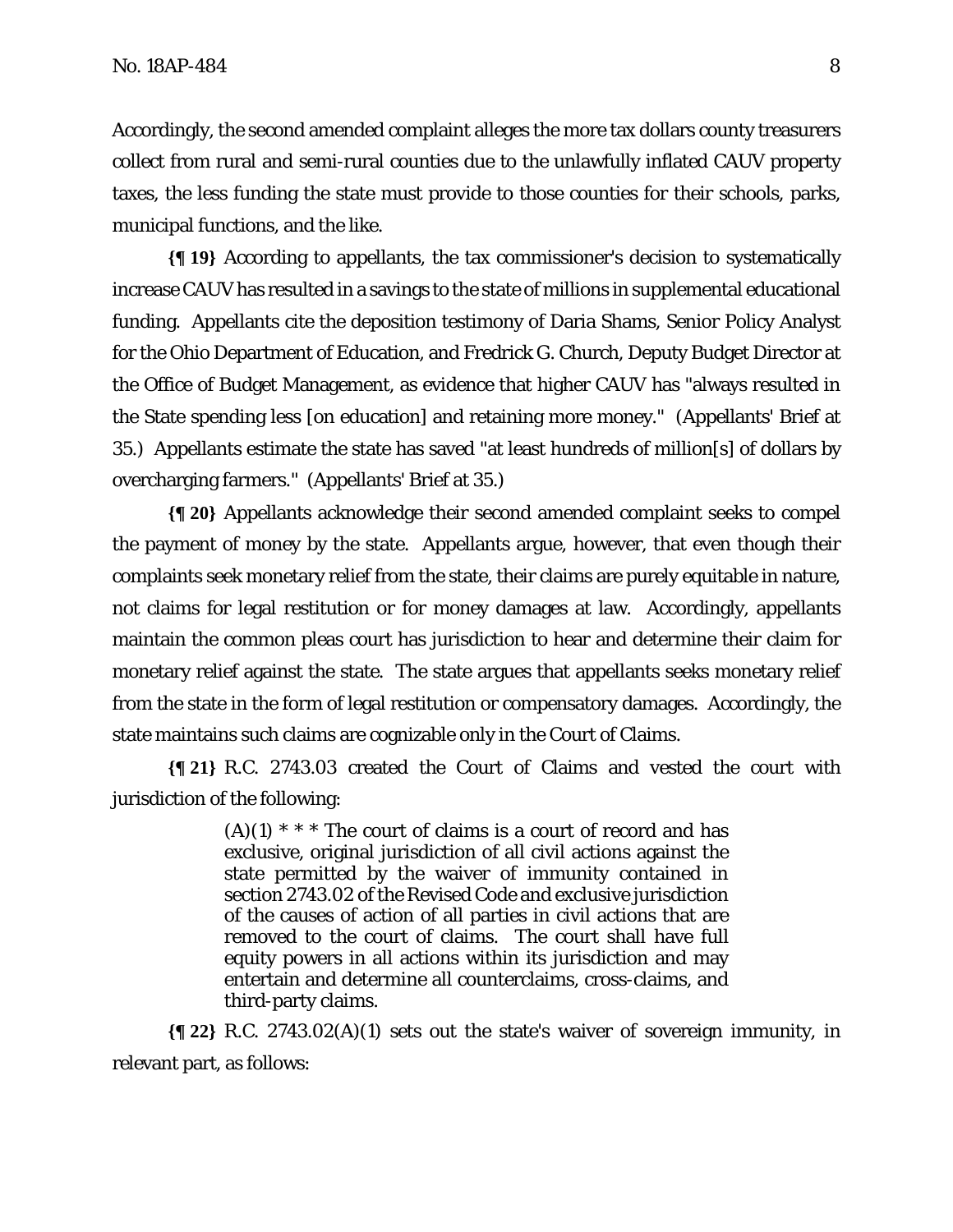Accordingly, the second amended complaint alleges the more tax dollars county treasurers collect from rural and semi-rural counties due to the unlawfully inflated CAUV property taxes, the less funding the state must provide to those counties for their schools, parks, municipal functions, and the like.

**{¶ 19}** According to appellants, the tax commissioner's decision to systematically increase CAUV has resulted in a savings to the state of millions in supplemental educational funding. Appellants cite the deposition testimony of Daria Shams, Senior Policy Analyst for the Ohio Department of Education, and Fredrick G. Church, Deputy Budget Director at the Office of Budget Management, as evidence that higher CAUV has "always resulted in the State spending less [on education] and retaining more money." (Appellants' Brief at 35.) Appellants estimate the state has saved "at least hundreds of million[s] of dollars by overcharging farmers." (Appellants' Brief at 35.)

**{¶ 20}** Appellants acknowledge their second amended complaint seeks to compel the payment of money by the state. Appellants argue, however, that even though their complaints seek monetary relief from the state, their claims are purely equitable in nature, not claims for legal restitution or for money damages at law. Accordingly, appellants maintain the common pleas court has jurisdiction to hear and determine their claim for monetary relief against the state. The state argues that appellants seeks monetary relief from the state in the form of legal restitution or compensatory damages. Accordingly, the state maintains such claims are cognizable only in the Court of Claims.

**{¶ 21}** R.C. 2743.03 created the Court of Claims and vested the court with jurisdiction of the following:

> (A)(1) * * * The court of claims is a court of record and has exclusive, original jurisdiction of all civil actions against the state permitted by the waiver of immunity contained in section 2743.02 of the Revised Code and exclusive jurisdiction of the causes of action of all parties in civil actions that are removed to the court of claims. The court shall have full equity powers in all actions within its jurisdiction and may entertain and determine all counterclaims, cross-claims, and third-party claims.

**{¶ 22}** R.C. 2743.02(A)(1) sets out the state's waiver of sovereign immunity, in relevant part, as follows: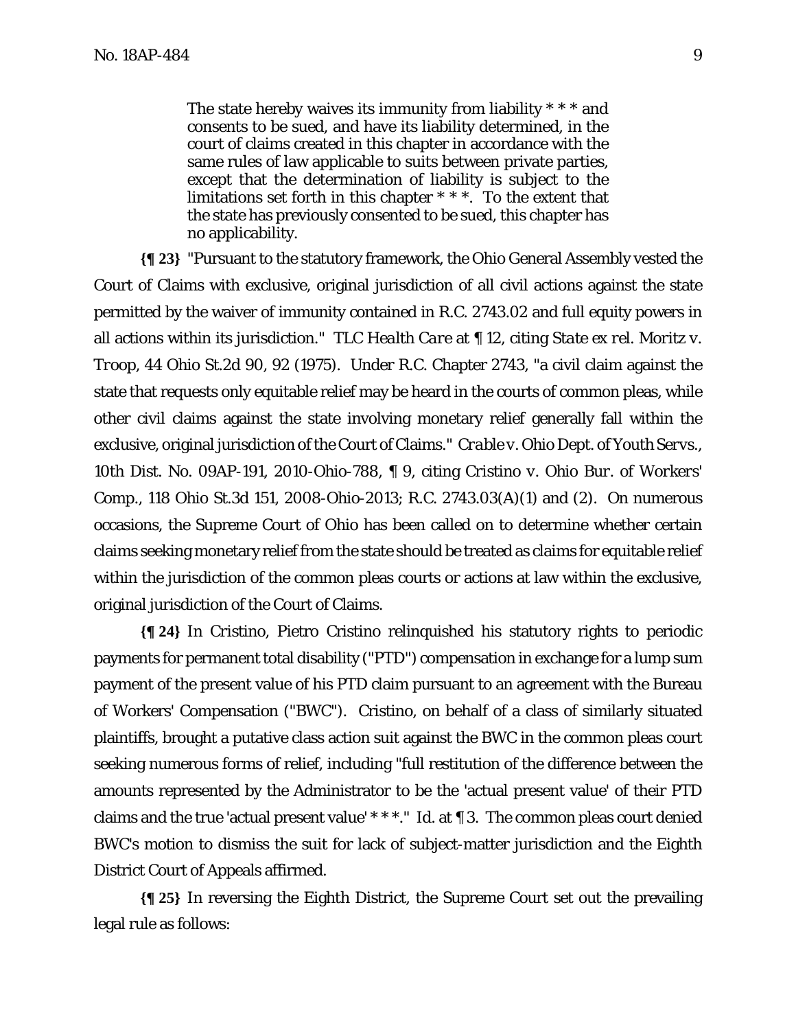> The state hereby waives its immunity from liability * * * and consents to be sued, and have its liability determined, in the court of claims created in this chapter in accordance with the same rules of law applicable to suits between private parties, except that the determination of liability is subject to the limitations set forth in this chapter * * *. To the extent that the state has previously consented to be sued, this chapter has no applicability.

**{¶ 23}** "Pursuant to the statutory framework, the Ohio General Assembly vested the Court of Claims with exclusive, original jurisdiction of all civil actions against the state permitted by the waiver of immunity contained in R.C. 2743.02 and full equity powers in all actions within its jurisdiction." *TLC Health Care* at ¶ 12, citing *State ex rel. Moritz v. Troop*, 44 Ohio St.2d 90, 92 (1975). Under R.C. Chapter 2743, "a civil claim against the state that requests only equitable relief may be heard in the courts of common pleas, while other civil claims against the state involving monetary relief generally fall within the exclusive, original jurisdiction of the Court of Claims." *Crable v. Ohio Dept. of Youth Servs.*, 10th Dist. No. 09AP-191, 2010-Ohio-788, ¶ 9, citing *Cristino v. Ohio Bur. of Workers' Comp.*, 118 Ohio St.3d 151, 2008-Ohio-2013; R.C. 2743.03(A)(1) and (2). On numerous occasions, the Supreme Court of Ohio has been called on to determine whether certain claims seeking monetary relief from the state should be treated as claims for equitable relief within the jurisdiction of the common pleas courts or actions at law within the exclusive, original jurisdiction of the Court of Claims.

**{¶ 24}** In *Cristino*, Pietro Cristino relinquished his statutory rights to periodic payments for permanent total disability ("PTD") compensation in exchange for a lump sum payment of the present value of his PTD claim pursuant to an agreement with the Bureau of Workers' Compensation ("BWC"). Cristino, on behalf of a class of similarly situated plaintiffs, brought a putative class action suit against the BWC in the common pleas court seeking numerous forms of relief, including "full restitution of the difference between the amounts represented by the Administrator to be the 'actual present value' of their PTD claims and the true 'actual present value' * * *." *Id.* at ¶ 3. The common pleas court denied BWC's motion to dismiss the suit for lack of subject-matter jurisdiction and the Eighth District Court of Appeals affirmed.

**{¶ 25}** In reversing the Eighth District, the Supreme Court set out the prevailing legal rule as follows: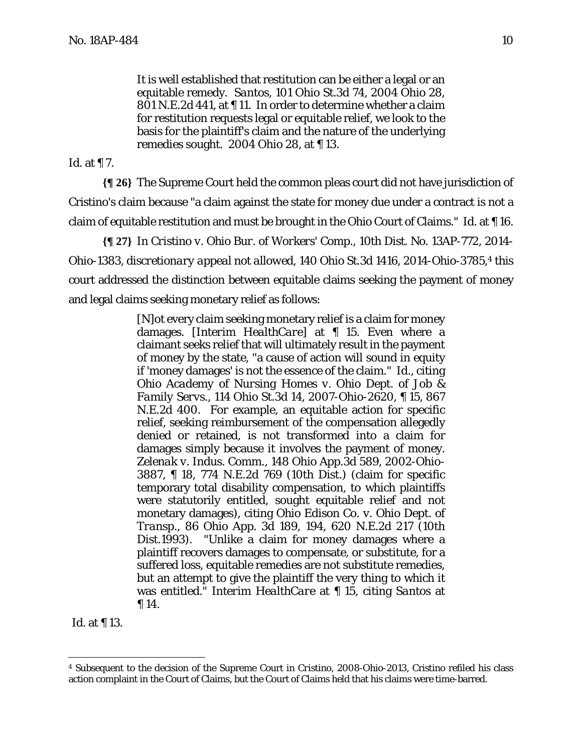> It is well established that restitution can be either a legal or an equitable remedy. *Santos*, 101 Ohio St.3d 74, 2004 Ohio 28, 801 N.E.2d 441, at ¶ 11. In order to determine whether a claim for restitution requests legal or equitable relief, we look to the basis for the plaintiff's claim and the nature of the underlying remedies sought. 2004 Ohio 28, at ¶ 13.

*Id.* at ¶ 7.

**{¶ 26}** The Supreme Court held the common pleas court did not have jurisdiction of Cristino's claim because "a claim against the state for money due under a contract is not a claim of equitable restitution and must be brought in the Ohio Court of Claims." *Id.* at ¶ 16.

**{¶ 27}** In *Cristino v. Ohio Bur. of Workers' Comp.*, 10th Dist. No. 13AP-772, 2014-Ohio-1383, *discretionary appeal not allowed*, 140 Ohio St.3d 1416, 2014-Ohio-3785,[4] this court addressed the distinction between equitable claims seeking the payment of money and legal claims seeking monetary relief as follows:

> [N]ot every claim seeking monetary relief is a claim for money damages. [*Interim HealthCare*] at ¶ 15. Even where a claimant seeks relief that will ultimately result in the payment of money by the state, "a cause of action will sound in equity if 'money damages' is not the essence of the claim." *Id.*, citing *Ohio Academy of Nursing Homes v. Ohio Dept. of Job & Family Servs.*, 114 Ohio St.3d 14, 2007-Ohio-2620, ¶ 15, 867 N.E.2d 400. For example, an equitable action for specific relief, seeking reimbursement of the compensation allegedly denied or retained, is not transformed into a claim for damages simply because it involves the payment of money. *Zelenak v. Indus. Comm.*, 148 Ohio App.3d 589, 2002-Ohio-3887, ¶ 18, 774 N.E.2d 769 (10th Dist.) (claim for specific temporary total disability compensation, to which plaintiffs were statutorily entitled, sought equitable relief and not monetary damages), citing *Ohio Edison Co. v. Ohio Dept. of Transp.*, 86 Ohio App. 3d 189, 194, 620 N.E.2d 217 (10th Dist.1993). "Unlike a claim for money damages where a plaintiff recovers damages to compensate, or substitute, for a suffered loss, equitable remedies are not substitute remedies, but an attempt to give the plaintiff the very thing to which it was entitled." *Interim HealthCare* at ¶ 15, citing *Santos* at ¶ 14.

*Id.* at ¶ 13.

---

[4] Subsequent to the decision of the Supreme Court in Cristino, 2008-Ohio-2013, Cristino refiled his class action complaint in the Court of Claims, but the Court of Claims held that his claims were time-barred.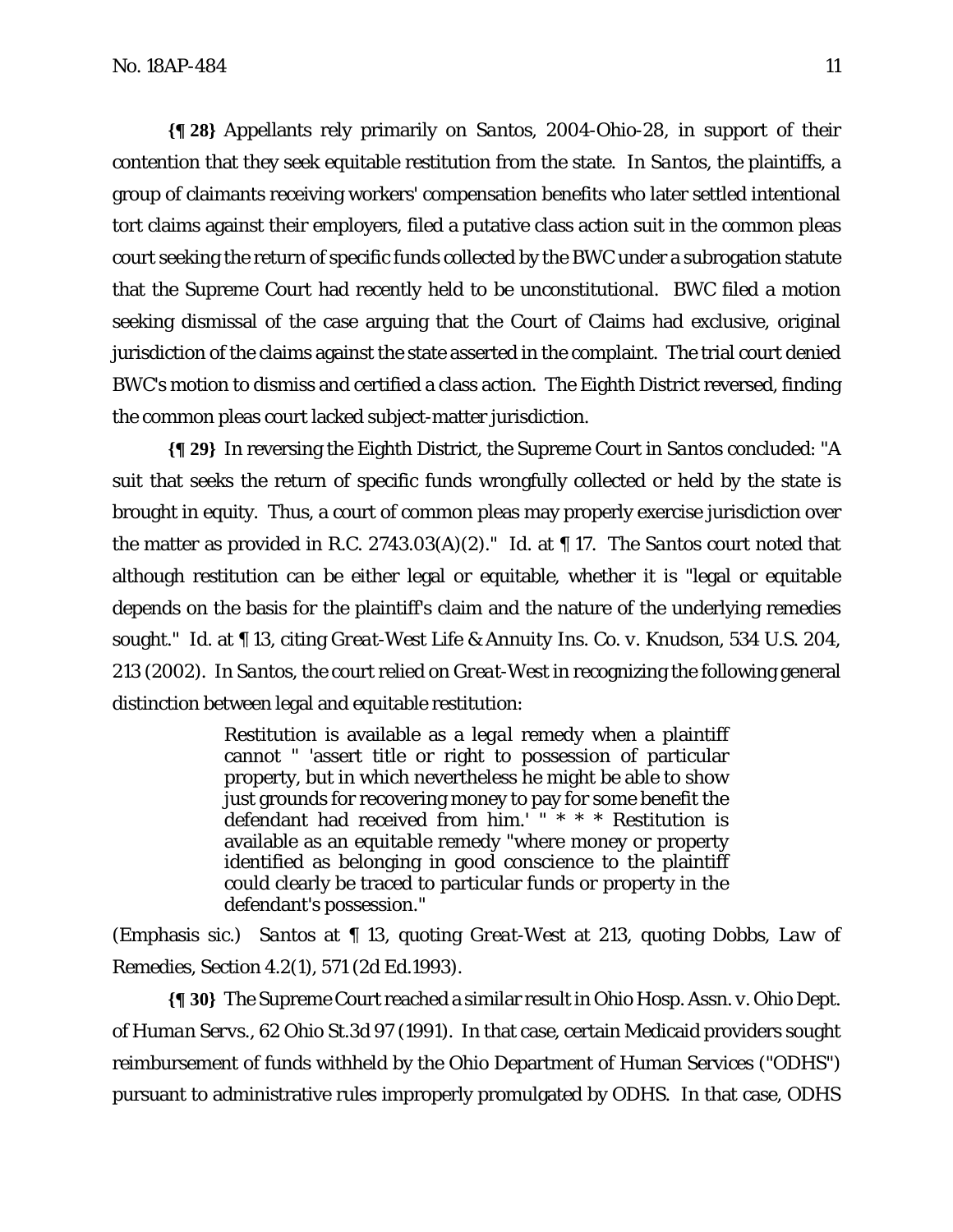**{¶ 28}** Appellants rely primarily on *Santos*, 2004-Ohio-28, in support of their contention that they seek equitable restitution from the state. In *Santos*, the plaintiffs, a group of claimants receiving workers' compensation benefits who later settled intentional tort claims against their employers, filed a putative class action suit in the common pleas court seeking the return of specific funds collected by the BWC under a subrogation statute that the Supreme Court had recently held to be unconstitutional. BWC filed a motion seeking dismissal of the case arguing that the Court of Claims had exclusive, original jurisdiction of the claims against the state asserted in the complaint. The trial court denied BWC's motion to dismiss and certified a class action. The Eighth District reversed, finding the common pleas court lacked subject-matter jurisdiction.

**{¶ 29}** In reversing the Eighth District, the Supreme Court in *Santos* concluded: "A suit that seeks the return of specific funds wrongfully collected or held by the state is brought in equity. Thus, a court of common pleas may properly exercise jurisdiction over the matter as provided in R.C. 2743.03(A)(2)." *Id.* at ¶ 17. The *Santos* court noted that although restitution can be either legal or equitable, whether it is "legal or equitable depends on the basis for the plaintiff's claim and the nature of the underlying remedies sought." *Id.* at ¶ 13, citing *Great-West Life & Annuity Ins. Co. v. Knudson*, 534 U.S. 204, 213 (2002). In *Santos*, the court relied on *Great-West* in recognizing the following general distinction between legal and equitable restitution:

> Restitution is available as a *legal* remedy when a plaintiff cannot " 'assert title or right to possession of particular property, but in which nevertheless he might be able to show just grounds for recovering money to pay for some benefit the defendant had received from him.' " * * * Restitution is available as an *equitable* remedy "where money or property identified as belonging in good conscience to the plaintiff could clearly be traced to particular funds or property in the defendant's possession."

(Emphasis sic.) *Santos* at ¶ 13, quoting *Great-West* at 213, quoting Dobbs, *Law of Remedies*, Section 4.2(1), 571 (2d Ed.1993).

**{¶ 30}** The Supreme Court reached a similar result in *Ohio Hosp. Assn. v. Ohio Dept. of Human Servs.*, 62 Ohio St.3d 97 (1991). In that case, certain Medicaid providers sought reimbursement of funds withheld by the Ohio Department of Human Services ("ODHS") pursuant to administrative rules improperly promulgated by ODHS. In that case, ODHS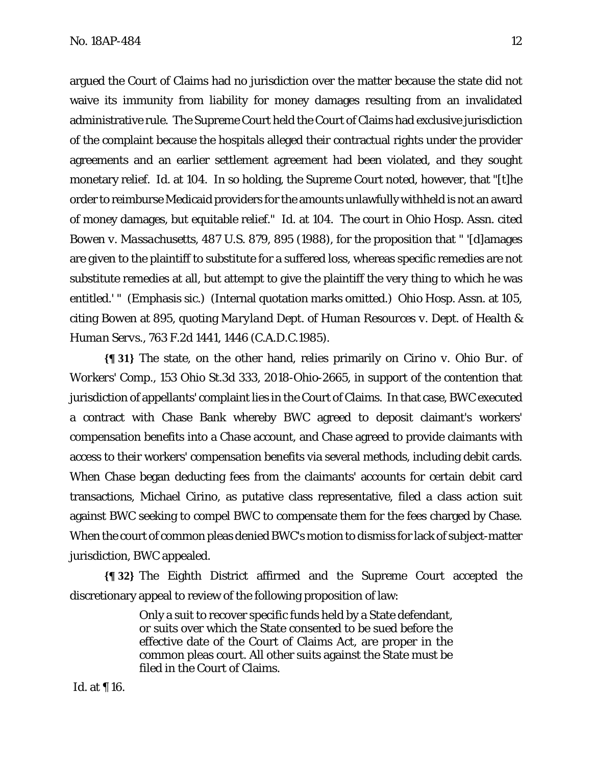argued the Court of Claims had no jurisdiction over the matter because the state did not waive its immunity from liability for money damages resulting from an invalidated administrative rule. The Supreme Court held the Court of Claims had exclusive jurisdiction of the complaint because the hospitals alleged their contractual rights under the provider agreements and an earlier settlement agreement had been violated, and they sought monetary relief. *Id.* at 104. In so holding, the Supreme Court noted, however, that "[t]he order to reimburse Medicaid providers for the amounts unlawfully withheld is not an award of money damages, but equitable relief." *Id.* at 104. The court in *Ohio Hosp. Assn.* cited *Bowen v. Massachusetts*, 487 U.S. 879, 895 (1988), for the proposition that " '[d]amages are given to the plaintiff to *substitute* for a suffered loss, whereas specific remedies are not substitute remedies at all, but attempt to give the plaintiff the very thing to which he was entitled.' " (Emphasis sic.) (Internal quotation marks omitted.) *Ohio Hosp. Assn.* at 105, citing *Bowen* at 895, quoting *Maryland Dept. of Human Resources v. Dept. of Health & Human Servs.*, 763 F.2d 1441, 1446 (C.A.D.C.1985).

**{¶ 31}** The state, on the other hand, relies primarily on *Cirino v. Ohio Bur. of Workers' Comp.*, 153 Ohio St.3d 333, 2018-Ohio-2665, in support of the contention that jurisdiction of appellants' complaint lies in the Court of Claims. In that case, BWC executed a contract with Chase Bank whereby BWC agreed to deposit claimant's workers' compensation benefits into a Chase account, and Chase agreed to provide claimants with access to their workers' compensation benefits via several methods, including debit cards. When Chase began deducting fees from the claimants' accounts for certain debit card transactions, Michael Cirino, as putative class representative, filed a class action suit against BWC seeking to compel BWC to compensate them for the fees charged by Chase. When the court of common pleas denied BWC's motion to dismiss for lack of subject-matter jurisdiction, BWC appealed.

**{¶ 32}** The Eighth District affirmed and the Supreme Court accepted the discretionary appeal to review of the following proposition of law:

> Only a suit to recover specific funds held by a State defendant, or suits over which the State consented to be sued before the effective date of the Court of Claims Act, are proper in the common pleas court. All other suits against the State must be filed in the Court of Claims.

*Id.* at ¶ 16.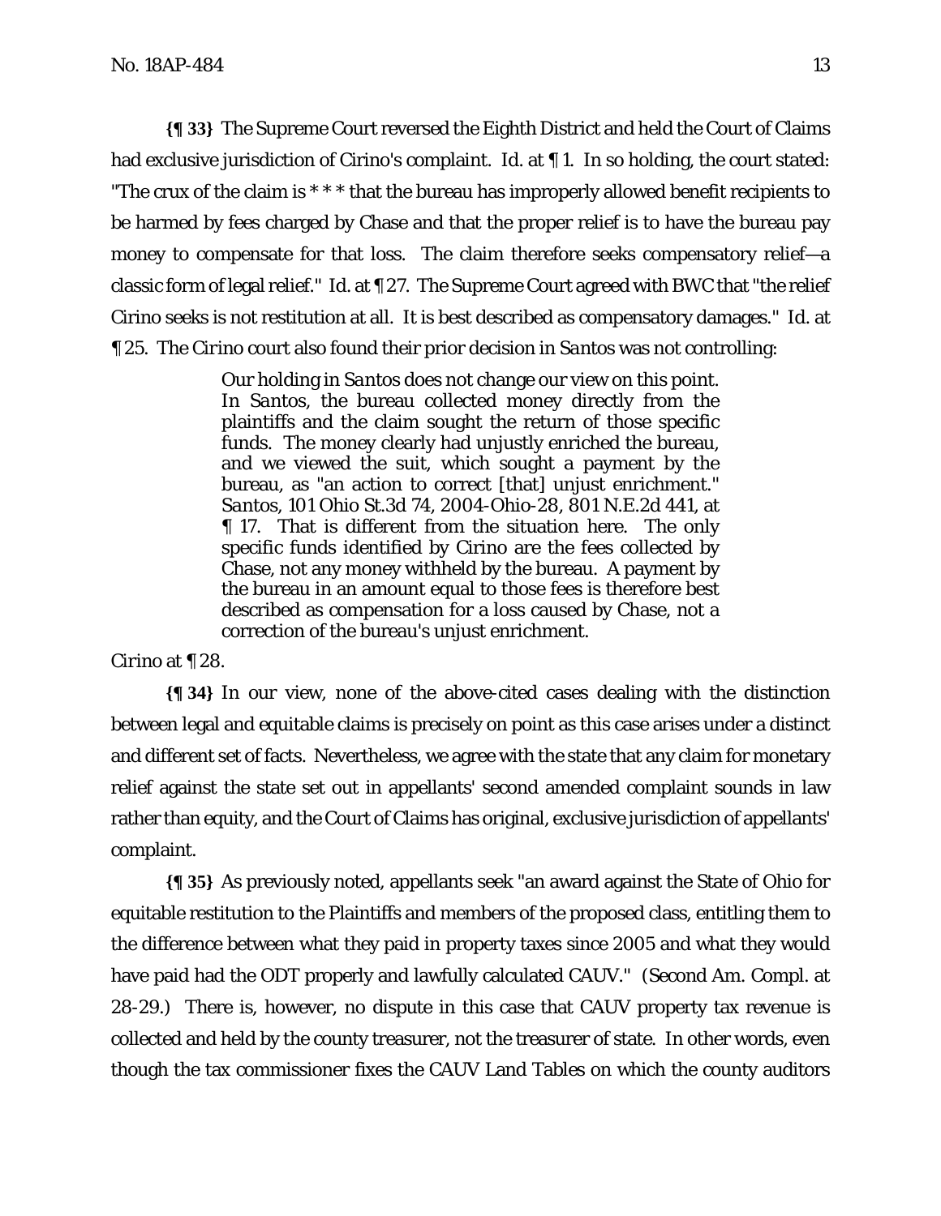**{¶ 33}** The Supreme Court reversed the Eighth District and held the Court of Claims had exclusive jurisdiction of Cirino's complaint. *Id.* at ¶ 1. In so holding, the court stated: "The crux of the claim is * * * that the bureau has improperly allowed benefit recipients to be harmed by fees charged by Chase and that the proper relief is to have the bureau pay money to compensate for that loss. The claim therefore seeks compensatory relief—a classic form of legal relief." *Id.* at ¶ 27. The Supreme Court agreed with BWC that "the relief Cirino seeks is not restitution at all. It is best described as compensatory damages." *Id.* at ¶ 25. The *Cirino* court also found their prior decision in *Santos* was not controlling:

> Our holding in *Santos* does not change our view on this point. In *Santos*, the bureau collected money directly from the plaintiffs and the claim sought the return of those specific funds. The money clearly had unjustly enriched the bureau, and we viewed the suit, which sought a payment by the bureau, as "an action to correct [that] unjust enrichment." *Santos*, 101 Ohio St.3d 74, 2004-Ohio-28, 801 N.E.2d 441, at ¶ 17. That is different from the situation here. The only specific funds identified by Cirino are the fees collected by Chase, not any money withheld by the bureau. A payment by the bureau in an amount equal to those fees is therefore best described as compensation for a loss caused by Chase, not a correction of the bureau's unjust enrichment.

*Cirino* at ¶ 28.

**{¶ 34}** In our view, none of the above-cited cases dealing with the distinction between legal and equitable claims is precisely on point as this case arises under a distinct and different set of facts. Nevertheless, we agree with the state that any claim for monetary relief against the state set out in appellants' second amended complaint sounds in law rather than equity, and the Court of Claims has original, exclusive jurisdiction of appellants' complaint.

**{¶ 35}** As previously noted, appellants seek "an award against the State of Ohio for equitable restitution to the Plaintiffs and members of the proposed class, entitling them to the difference between what they paid in property taxes since 2005 and what they would have paid had the ODT properly and lawfully calculated CAUV." (Second Am. Compl. at 28-29.) There is, however, no dispute in this case that CAUV property tax revenue is collected and held by the county treasurer, not the treasurer of state. In other words, even though the tax commissioner fixes the CAUV Land Tables on which the county auditors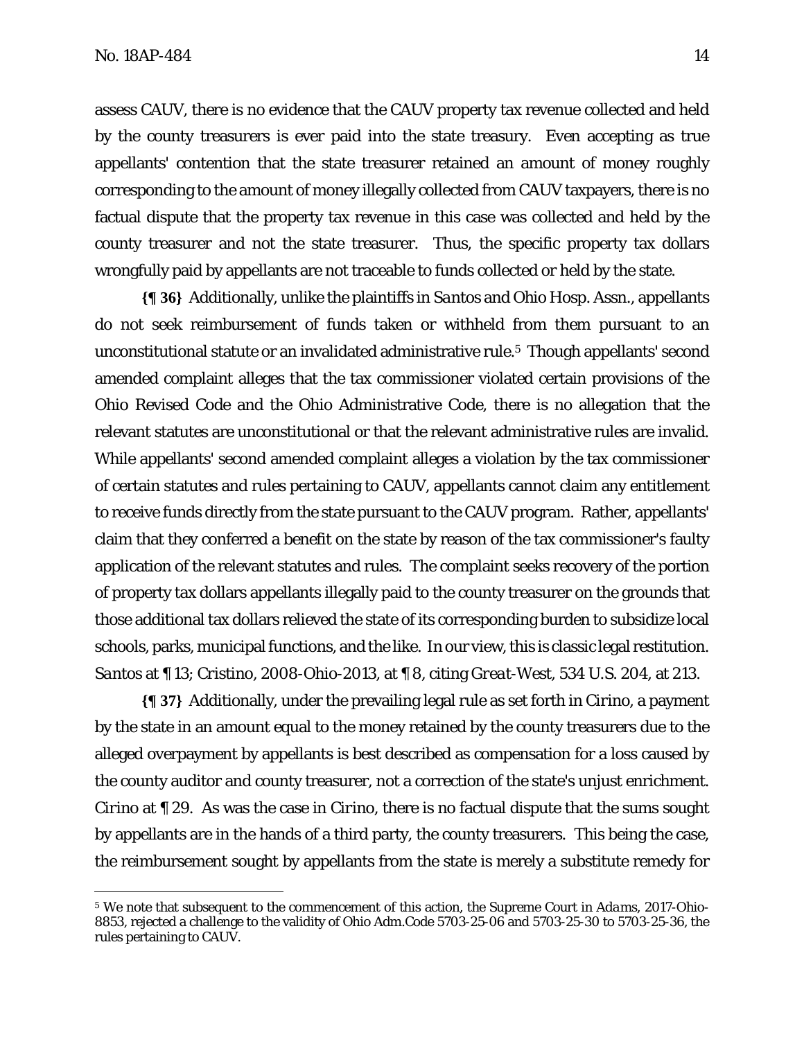assess CAUV, there is no evidence that the CAUV property tax revenue collected and held by the county treasurers is ever paid into the state treasury. Even accepting as true appellants' contention that the state treasurer retained an amount of money roughly corresponding to the amount of money illegally collected from CAUV taxpayers, there is no factual dispute that the property tax revenue in this case was collected and held by the county treasurer and not the state treasurer. Thus, the specific property tax dollars wrongfully paid by appellants are not traceable to funds collected or held by the state.

**{¶ 36}** Additionally, unlike the plaintiffs in *Santos* and *Ohio Hosp. Assn.*, appellants do not seek reimbursement of funds taken or withheld from them pursuant to an unconstitutional statute or an invalidated administrative rule.[5] Though appellants' second amended complaint alleges that the tax commissioner violated certain provisions of the Ohio Revised Code and the Ohio Administrative Code, there is no allegation that the relevant statutes are unconstitutional or that the relevant administrative rules are invalid. While appellants' second amended complaint alleges a violation by the tax commissioner of certain statutes and rules pertaining to CAUV, appellants cannot claim any entitlement to receive funds directly from the state pursuant to the CAUV program. Rather, appellants' claim that they conferred a benefit on the state by reason of the tax commissioner's faulty application of the relevant statutes and rules. The complaint seeks recovery of the portion of property tax dollars appellants illegally paid to the county treasurer on the grounds that those additional tax dollars relieved the state of its corresponding burden to subsidize local schools, parks, municipal functions, and the like. In our view, this is classic legal restitution. *Santos* at ¶ 13; *Cristino*, 2008-Ohio-2013, at ¶ 8, citing *Great-West*, 534 U.S. 204, at 213.

**{¶ 37}** Additionally, under the prevailing legal rule as set forth in *Cirino*, a payment by the state in an amount equal to the money retained by the county treasurers due to the alleged overpayment by appellants is best described as compensation for a loss caused by the county auditor and county treasurer, not a correction of the state's unjust enrichment. *Cirino* at ¶ 29. As was the case in *Cirino*, there is no factual dispute that the sums sought by appellants are in the hands of a third party, the county treasurers. This being the case, the reimbursement sought by appellants from the state is merely a substitute remedy for

---

[5] We note that subsequent to the commencement of this action, the Supreme Court in *Adams*, 2017-Ohio-8853, rejected a challenge to the validity of Ohio Adm.Code 5703-25-06 and 5703-25-30 to 5703-25-36, the rules pertaining to CAUV.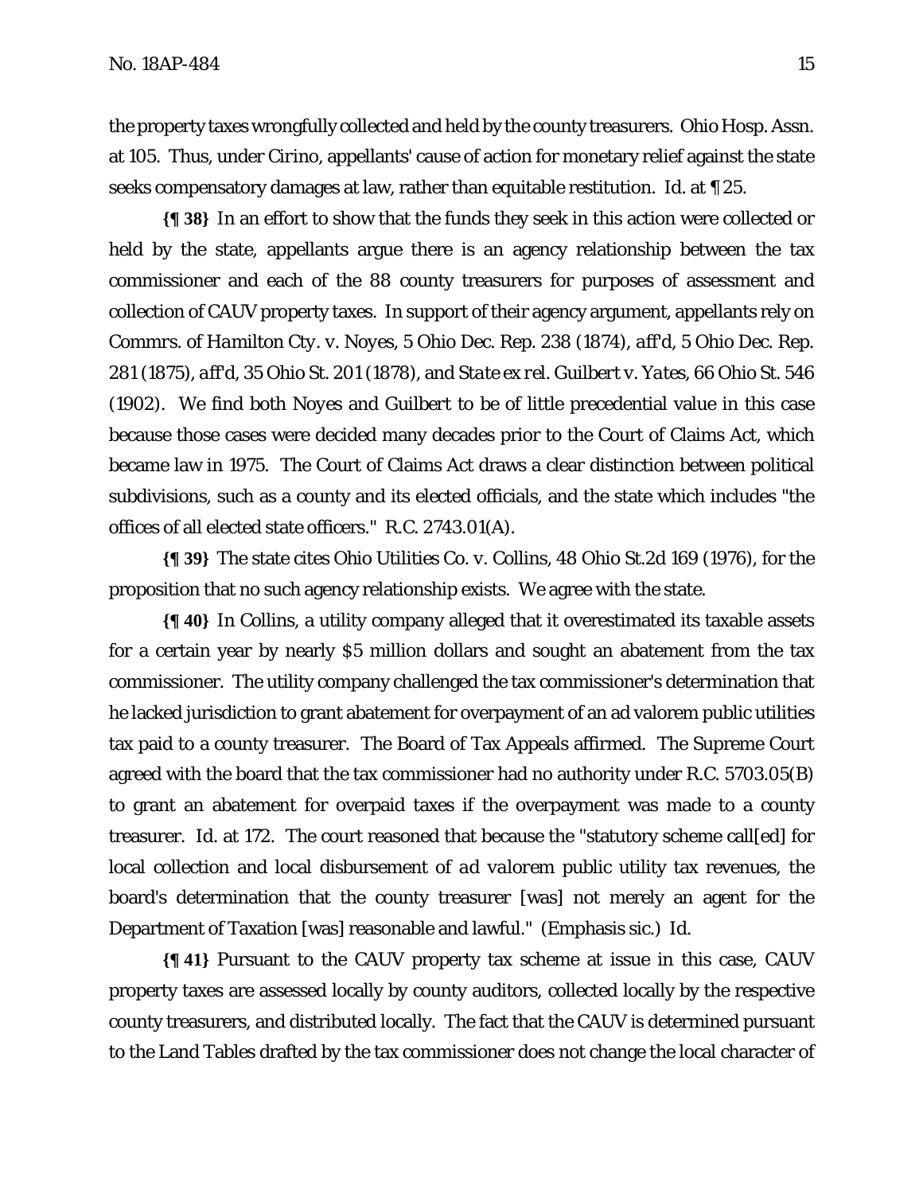the property taxes wrongfully collected and held by the county treasurers. *Ohio Hosp. Assn.* at 105. Thus, under *Cirino*, appellants' cause of action for monetary relief against the state seeks compensatory damages at law, rather than equitable restitution. *Id.* at ¶ 25.

**{¶ 38}** In an effort to show that the funds they seek in this action were collected or held by the state, appellants argue there is an agency relationship between the tax commissioner and each of the 88 county treasurers for purposes of assessment and collection of CAUV property taxes. In support of their agency argument, appellants rely on *Commrs. of Hamilton Cty. v. Noyes*, 5 Ohio Dec. Rep. 238 (1874), *aff'd*, 5 Ohio Dec. Rep. 281 (1875), *aff'd*, 35 Ohio St. 201 (1878), and *State ex rel. Guilbert v. Yates*, 66 Ohio St. 546 (1902). We find both *Noyes* and *Guilbert* to be of little precedential value in this case because those cases were decided many decades prior to the Court of Claims Act, which became law in 1975. The Court of Claims Act draws a clear distinction between political subdivisions, such as a county and its elected officials, and the state which includes "the offices of all elected state officers." R.C. 2743.01(A).

**{¶ 39}** The state cites *Ohio Utilities Co. v. Collins*, 48 Ohio St.2d 169 (1976), for the proposition that no such agency relationship exists. We agree with the state.

**{¶ 40}** In *Collins*, a utility company alleged that it overestimated its taxable assets for a certain year by nearly $5 million dollars and sought an abatement from the tax commissioner. The utility company challenged the tax commissioner's determination that he lacked jurisdiction to grant abatement for overpayment of an ad valorem public utilities tax paid to a county treasurer. The Board of Tax Appeals affirmed. The Supreme Court agreed with the board that the tax commissioner had no authority under R.C. 5703.05(B) to grant an abatement for overpaid taxes if the overpayment was made to a county treasurer. *Id.* at 172. The court reasoned that because the "statutory scheme call[ed] for local collection and local disbursement of *ad valorem* public utility tax revenues, the board's determination that the county treasurer [was] not merely an agent for the Department of Taxation [was] reasonable and lawful." (Emphasis sic.) *Id.*

**{¶ 41}** Pursuant to the CAUV property tax scheme at issue in this case, CAUV property taxes are assessed locally by county auditors, collected locally by the respective county treasurers, and distributed locally. The fact that the CAUV is determined pursuant to the Land Tables drafted by the tax commissioner does not change the local character of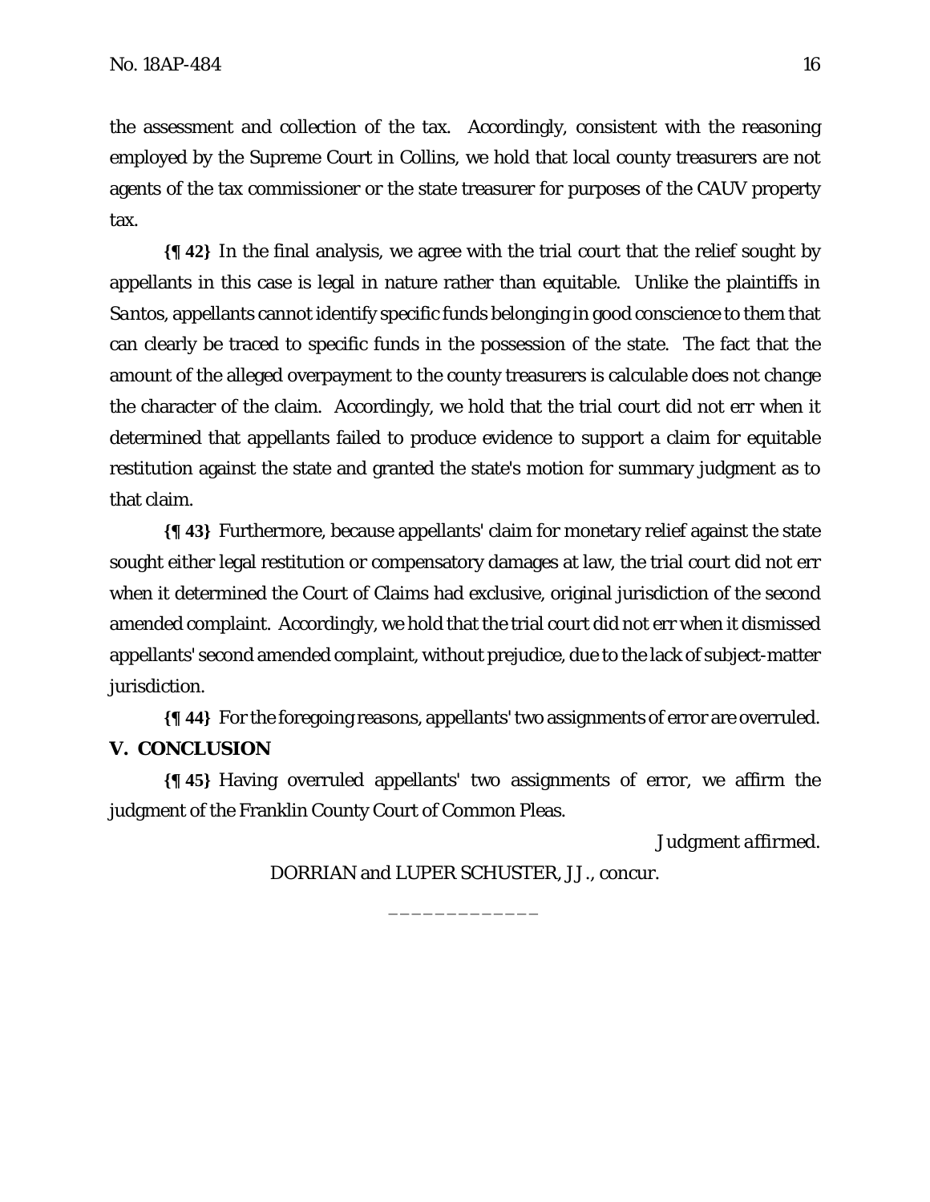the assessment and collection of the tax. Accordingly, consistent with the reasoning employed by the Supreme Court in Collins, we hold that local county treasurers are not agents of the tax commissioner or the state treasurer for purposes of the CAUV property tax.

**{¶ 42}** In the final analysis, we agree with the trial court that the relief sought by appellants in this case is legal in nature rather than equitable. Unlike the plaintiffs in *Santos*, appellants cannot identify specific funds belonging in good conscience to them that can clearly be traced to specific funds in the possession of the state. The fact that the amount of the alleged overpayment to the county treasurers is calculable does not change the character of the claim. Accordingly, we hold that the trial court did not err when it determined that appellants failed to produce evidence to support a claim for equitable restitution against the state and granted the state's motion for summary judgment as to that claim.

**{¶ 43}** Furthermore, because appellants' claim for monetary relief against the state sought either legal restitution or compensatory damages at law, the trial court did not err when it determined the Court of Claims had exclusive, original jurisdiction of the second amended complaint. Accordingly, we hold that the trial court did not err when it dismissed appellants' second amended complaint, without prejudice, due to the lack of subject-matter jurisdiction.

**{¶ 44}** For the foregoing reasons, appellants' two assignments of error are overruled.

## V. CONCLUSION

**{¶ 45}** Having overruled appellants' two assignments of error, we affirm the judgment of the Franklin County Court of Common Pleas.

*Judgment affirmed.*

DORRIAN and LUPER SCHUSTER, JJ., concur.

_____________